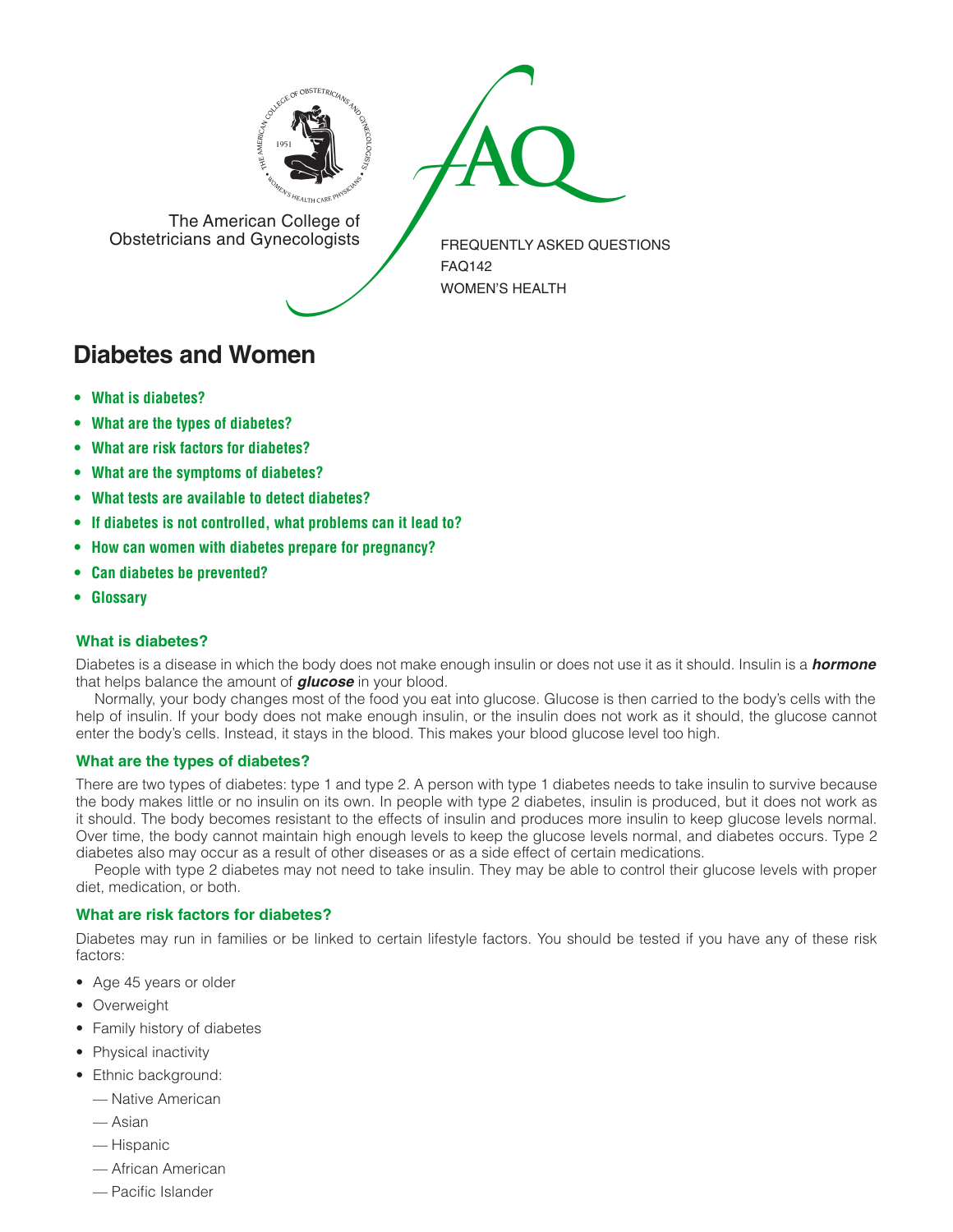The American College of Obstetricians and Gynecologists

FREQUENTLY ASKED QUESTIONS
FAQ142
WOMEN'S HEALTH

# Diabetes and Women

- **What is diabetes?**
- **What are the types of diabetes?**
- **What are risk factors for diabetes?**
- **What are the symptoms of diabetes?**
- **What tests are available to detect diabetes?**
- **If diabetes is not controlled, what problems can it lead to?**
- **How can women with diabetes prepare for pregnancy?**
- **Can diabetes be prevented?**
- **Glossary**

### What is diabetes?

Diabetes is a disease in which the body does not make enough insulin or does not use it as it should. Insulin is a ***hormone*** that helps balance the amount of ***glucose*** in your blood.

Normally, your body changes most of the food you eat into glucose. Glucose is then carried to the body's cells with the help of insulin. If your body does not make enough insulin, or the insulin does not work as it should, the glucose cannot enter the body's cells. Instead, it stays in the blood. This makes your blood glucose level too high.

### What are the types of diabetes?

There are two types of diabetes: type 1 and type 2. A person with type 1 diabetes needs to take insulin to survive because the body makes little or no insulin on its own. In people with type 2 diabetes, insulin is produced, but it does not work as it should. The body becomes resistant to the effects of insulin and produces more insulin to keep glucose levels normal. Over time, the body cannot maintain high enough levels to keep the glucose levels normal, and diabetes occurs. Type 2 diabetes also may occur as a result of other diseases or as a side effect of certain medications.

People with type 2 diabetes may not need to take insulin. They may be able to control their glucose levels with proper diet, medication, or both.

### What are risk factors for diabetes?

Diabetes may run in families or be linked to certain lifestyle factors. You should be tested if you have any of these risk factors:

- Age 45 years or older
- Overweight
- Family history of diabetes
- Physical inactivity
- Ethnic background:
  - — Native American
  - — Asian
  - — Hispanic
  - — African American
  - — Pacific Islander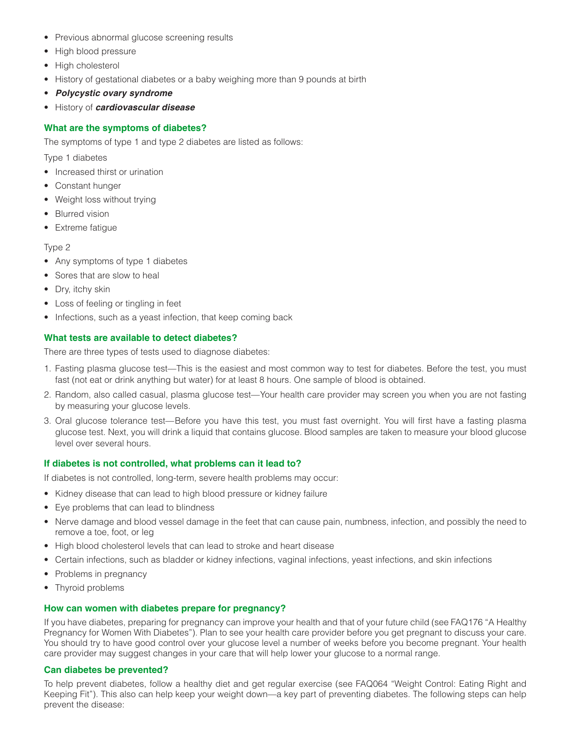- Previous abnormal glucose screening results
- High blood pressure
- High cholesterol
- History of gestational diabetes or a baby weighing more than 9 pounds at birth
- ***Polycystic ovary syndrome***
- History of ***cardiovascular disease***

## What are the symptoms of diabetes?

The symptoms of type 1 and type 2 diabetes are listed as follows:

Type 1 diabetes

- Increased thirst or urination
- Constant hunger
- Weight loss without trying
- Blurred vision
- Extreme fatigue

Type 2

- Any symptoms of type 1 diabetes
- Sores that are slow to heal
- Dry, itchy skin
- Loss of feeling or tingling in feet
- Infections, such as a yeast infection, that keep coming back

## What tests are available to detect diabetes?

There are three types of tests used to diagnose diabetes:

1. Fasting plasma glucose test—This is the easiest and most common way to test for diabetes. Before the test, you must fast (not eat or drink anything but water) for at least 8 hours. One sample of blood is obtained.
2. Random, also called casual, plasma glucose test—Your health care provider may screen you when you are not fasting by measuring your glucose levels.
3. Oral glucose tolerance test—Before you have this test, you must fast overnight. You will first have a fasting plasma glucose test. Next, you will drink a liquid that contains glucose. Blood samples are taken to measure your blood glucose level over several hours.

## If diabetes is not controlled, what problems can it lead to?

If diabetes is not controlled, long-term, severe health problems may occur:

- Kidney disease that can lead to high blood pressure or kidney failure
- Eye problems that can lead to blindness
- Nerve damage and blood vessel damage in the feet that can cause pain, numbness, infection, and possibly the need to remove a toe, foot, or leg
- High blood cholesterol levels that can lead to stroke and heart disease
- Certain infections, such as bladder or kidney infections, vaginal infections, yeast infections, and skin infections
- Problems in pregnancy
- Thyroid problems

## How can women with diabetes prepare for pregnancy?

If you have diabetes, preparing for pregnancy can improve your health and that of your future child (see FAQ176 "A Healthy Pregnancy for Women With Diabetes"). Plan to see your health care provider before you get pregnant to discuss your care. You should try to have good control over your glucose level a number of weeks before you become pregnant. Your health care provider may suggest changes in your care that will help lower your glucose to a normal range.

## Can diabetes be prevented?

To help prevent diabetes, follow a healthy diet and get regular exercise (see FAQ064 "Weight Control: Eating Right and Keeping Fit"). This also can help keep your weight down—a key part of preventing diabetes. The following steps can help prevent the disease: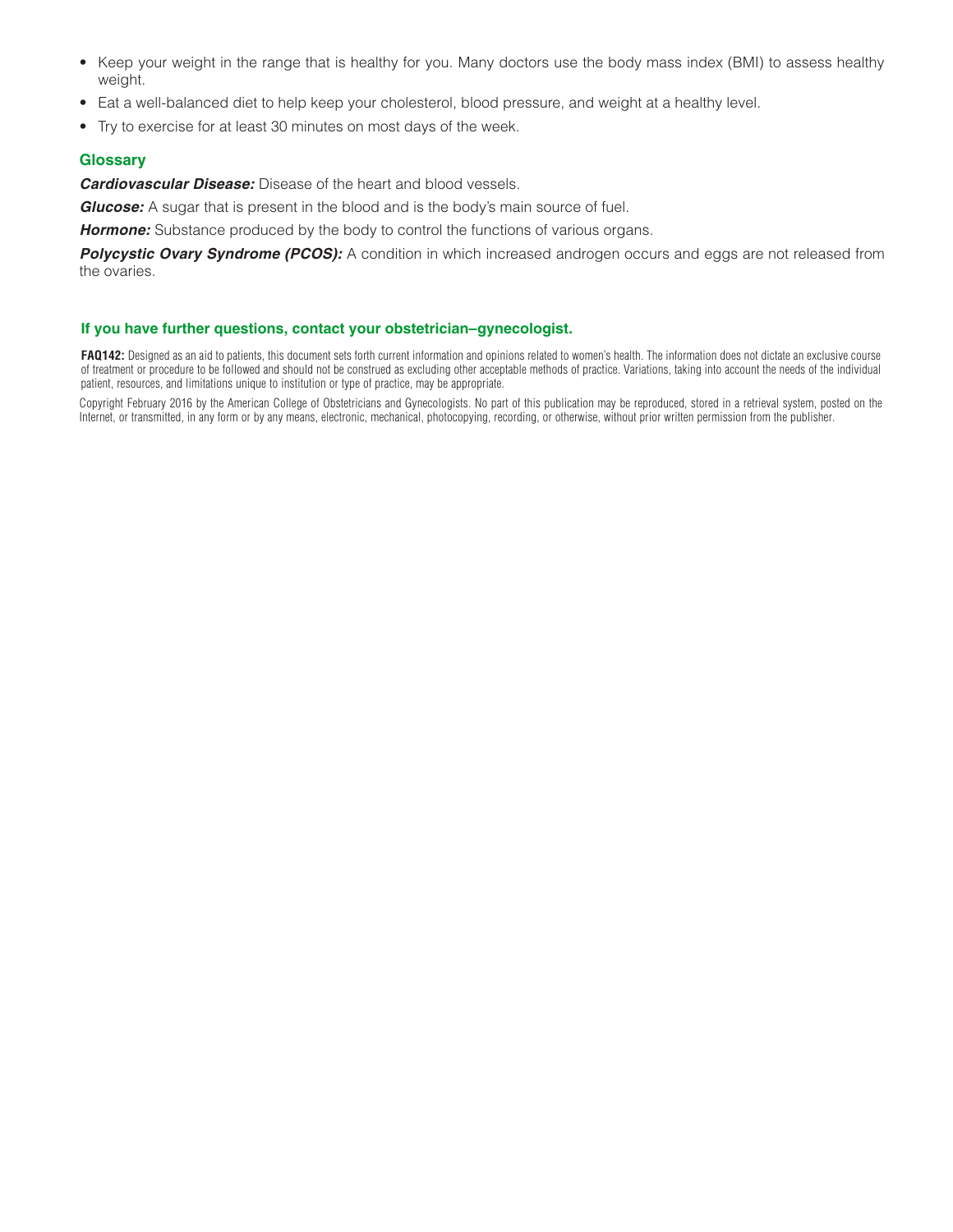- Keep your weight in the range that is healthy for you. Many doctors use the body mass index (BMI) to assess healthy weight.
- Eat a well-balanced diet to help keep your cholesterol, blood pressure, and weight at a healthy level.
- Try to exercise for at least 30 minutes on most days of the week.

### Glossary

***Cardiovascular Disease:*** Disease of the heart and blood vessels.

***Glucose:*** A sugar that is present in the blood and is the body's main source of fuel.

***Hormone:*** Substance produced by the body to control the functions of various organs.

***Polycystic Ovary Syndrome (PCOS):*** A condition in which increased androgen occurs and eggs are not released from the ovaries.

**If you have further questions, contact your obstetrician–gynecologist.**

**FAQ142:** Designed as an aid to patients, this document sets forth current information and opinions related to women's health. The information does not dictate an exclusive course of treatment or procedure to be followed and should not be construed as excluding other acceptable methods of practice. Variations, taking into account the needs of the individual patient, resources, and limitations unique to institution or type of practice, may be appropriate.

Copyright February 2016 by the American College of Obstetricians and Gynecologists. No part of this publication may be reproduced, stored in a retrieval system, posted on the Internet, or transmitted, in any form or by any means, electronic, mechanical, photocopying, recording, or otherwise, without prior written permission from the publisher.